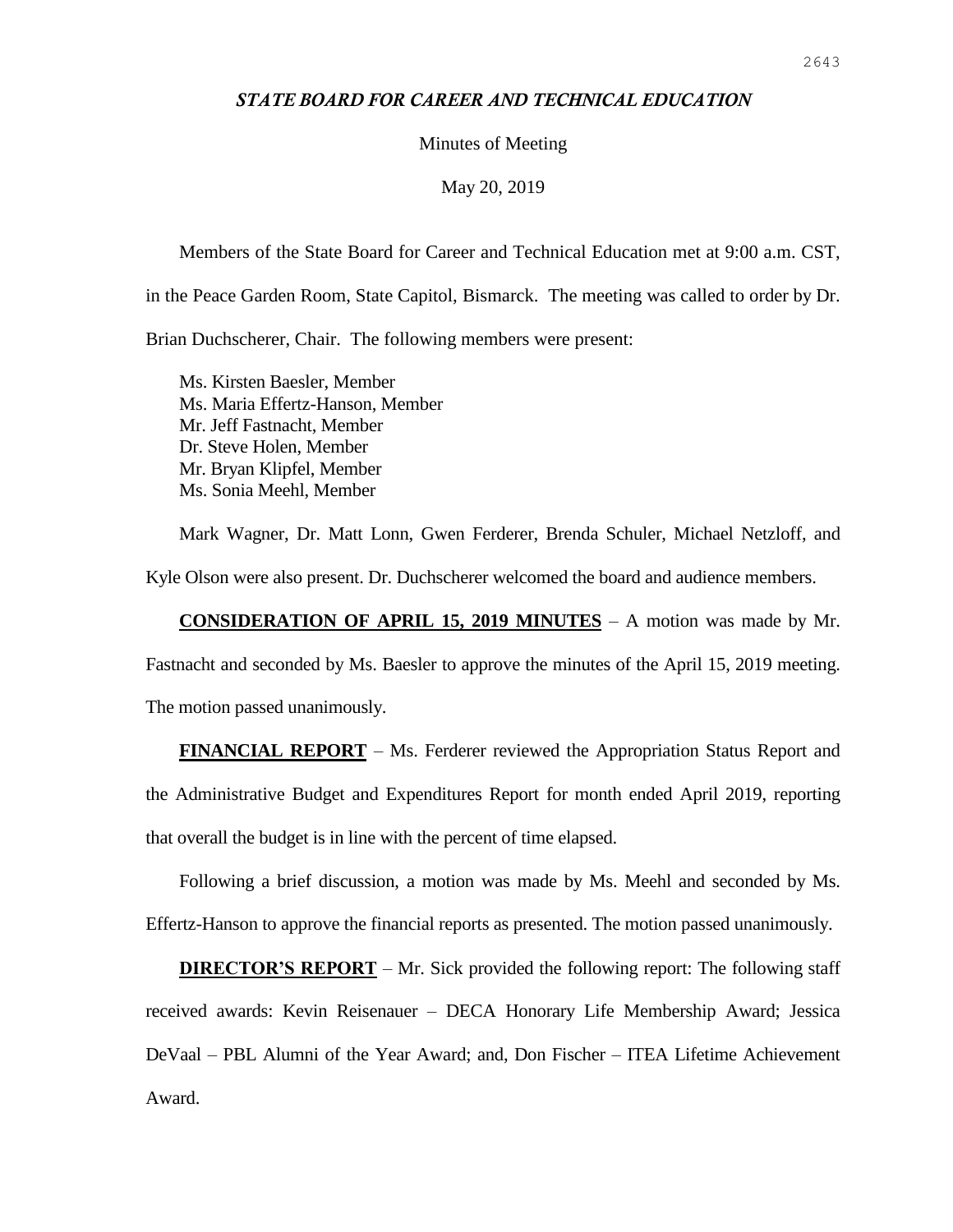# *STATE BOARD FOR CAREER AND TECHNICAL EDUCATION*

Minutes of Meeting

May 20, 2019

Members of the State Board for Career and Technical Education met at 9:00 a.m. CST, in the Peace Garden Room, State Capitol, Bismarck. The meeting was called to order by Dr. Brian Duchscherer, Chair. The following members were present:

Ms. Kirsten Baesler, Member
Ms. Maria Effertz-Hanson, Member
Mr. Jeff Fastnacht, Member
Dr. Steve Holen, Member
Mr. Bryan Klipfel, Member
Ms. Sonia Meehl, Member

Mark Wagner, Dr. Matt Lonn, Gwen Ferderer, Brenda Schuler, Michael Netzloff, and Kyle Olson were also present. Dr. Duchscherer welcomed the board and audience members.

**CONSIDERATION OF APRIL 15, 2019 MINUTES** – A motion was made by Mr. Fastnacht and seconded by Ms. Baesler to approve the minutes of the April 15, 2019 meeting. The motion passed unanimously.

**FINANCIAL REPORT** – Ms. Ferderer reviewed the Appropriation Status Report and the Administrative Budget and Expenditures Report for month ended April 2019, reporting that overall the budget is in line with the percent of time elapsed.

Following a brief discussion, a motion was made by Ms. Meehl and seconded by Ms. Effertz-Hanson to approve the financial reports as presented. The motion passed unanimously.

**DIRECTOR'S REPORT** – Mr. Sick provided the following report: The following staff received awards: Kevin Reisenauer – DECA Honorary Life Membership Award; Jessica DeVaal – PBL Alumni of the Year Award; and, Don Fischer – ITEA Lifetime Achievement Award.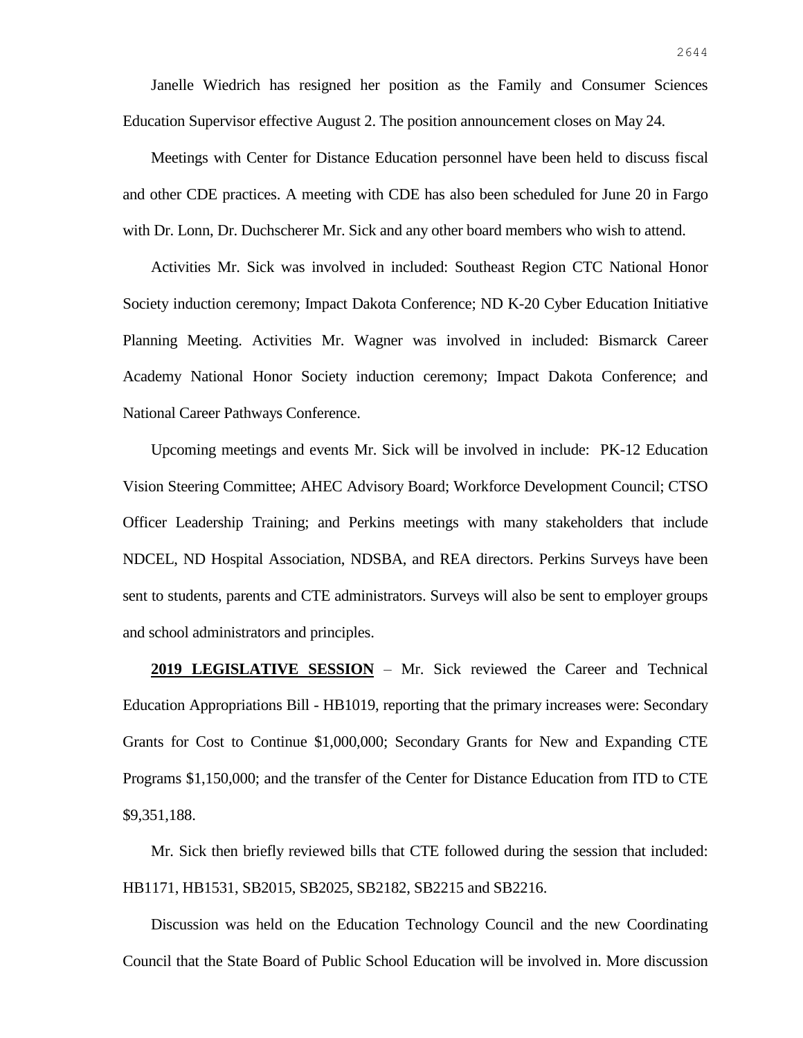Janelle Wiedrich has resigned her position as the Family and Consumer Sciences Education Supervisor effective August 2. The position announcement closes on May 24.

Meetings with Center for Distance Education personnel have been held to discuss fiscal and other CDE practices. A meeting with CDE has also been scheduled for June 20 in Fargo with Dr. Lonn, Dr. Duchscherer Mr. Sick and any other board members who wish to attend.

Activities Mr. Sick was involved in included: Southeast Region CTC National Honor Society induction ceremony; Impact Dakota Conference; ND K-20 Cyber Education Initiative Planning Meeting. Activities Mr. Wagner was involved in included: Bismarck Career Academy National Honor Society induction ceremony; Impact Dakota Conference; and National Career Pathways Conference.

Upcoming meetings and events Mr. Sick will be involved in include: PK-12 Education Vision Steering Committee; AHEC Advisory Board; Workforce Development Council; CTSO Officer Leadership Training; and Perkins meetings with many stakeholders that include NDCEL, ND Hospital Association, NDSBA, and REA directors. Perkins Surveys have been sent to students, parents and CTE administrators. Surveys will also be sent to employer groups and school administrators and principles.

**2019 LEGISLATIVE SESSION** – Mr. Sick reviewed the Career and Technical Education Appropriations Bill - HB1019, reporting that the primary increases were: Secondary Grants for Cost to Continue $1,000,000; Secondary Grants for New and Expanding CTE Programs $1,150,000; and the transfer of the Center for Distance Education from ITD to CTE $9,351,188.

Mr. Sick then briefly reviewed bills that CTE followed during the session that included: HB1171, HB1531, SB2015, SB2025, SB2182, SB2215 and SB2216.

Discussion was held on the Education Technology Council and the new Coordinating Council that the State Board of Public School Education will be involved in. More discussion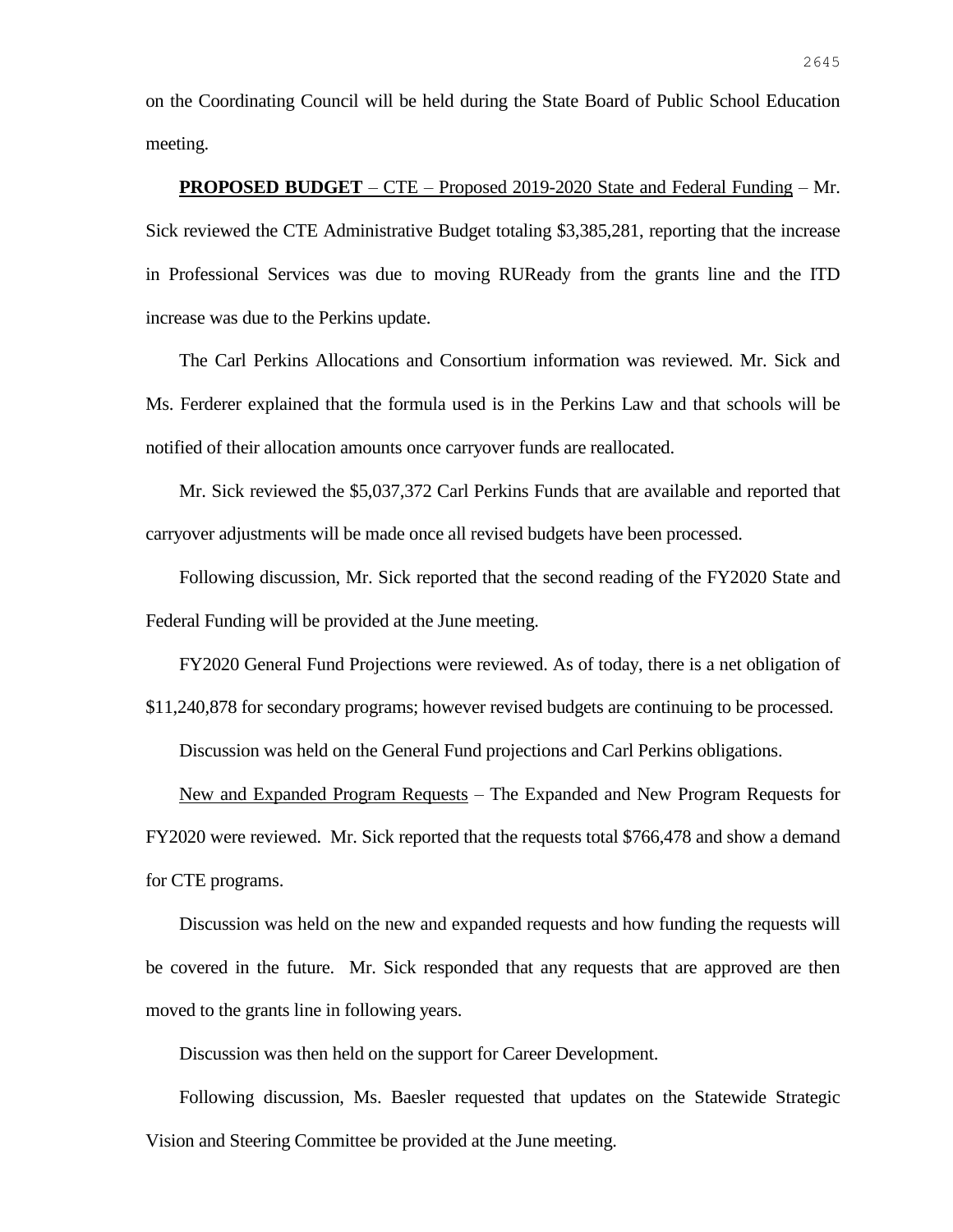on the Coordinating Council will be held during the State Board of Public School Education meeting.

**PROPOSED BUDGET** – CTE – Proposed 2019-2020 State and Federal Funding – Mr. Sick reviewed the CTE Administrative Budget totaling $3,385,281, reporting that the increase in Professional Services was due to moving RUReady from the grants line and the ITD increase was due to the Perkins update.

The Carl Perkins Allocations and Consortium information was reviewed. Mr. Sick and Ms. Ferderer explained that the formula used is in the Perkins Law and that schools will be notified of their allocation amounts once carryover funds are reallocated.

Mr. Sick reviewed the $5,037,372 Carl Perkins Funds that are available and reported that carryover adjustments will be made once all revised budgets have been processed.

Following discussion, Mr. Sick reported that the second reading of the FY2020 State and Federal Funding will be provided at the June meeting.

FY2020 General Fund Projections were reviewed. As of today, there is a net obligation of $11,240,878 for secondary programs; however revised budgets are continuing to be processed.

Discussion was held on the General Fund projections and Carl Perkins obligations.

New and Expanded Program Requests – The Expanded and New Program Requests for FY2020 were reviewed. Mr. Sick reported that the requests total $766,478 and show a demand for CTE programs.

Discussion was held on the new and expanded requests and how funding the requests will be covered in the future. Mr. Sick responded that any requests that are approved are then moved to the grants line in following years.

Discussion was then held on the support for Career Development.

Following discussion, Ms. Baesler requested that updates on the Statewide Strategic Vision and Steering Committee be provided at the June meeting.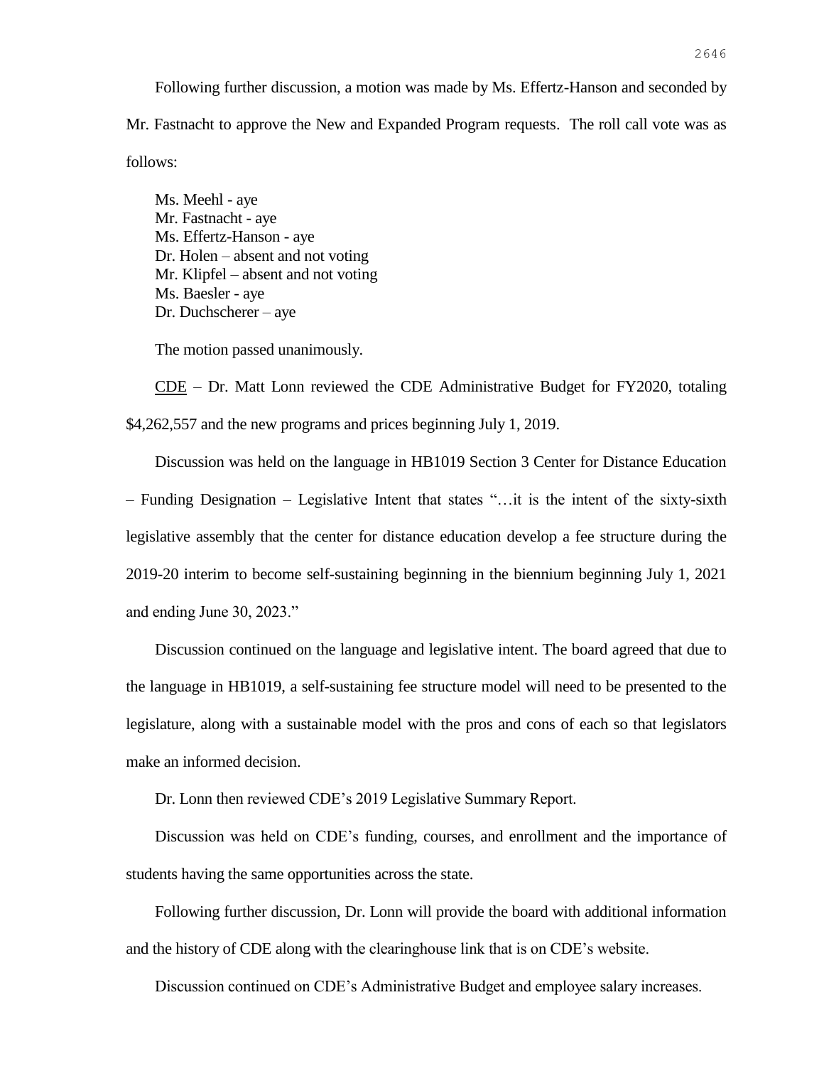Following further discussion, a motion was made by Ms. Effertz-Hanson and seconded by Mr. Fastnacht to approve the New and Expanded Program requests. The roll call vote was as follows:

Ms. Meehl - aye
Mr. Fastnacht - aye
Ms. Effertz-Hanson - aye
Dr. Holen – absent and not voting
Mr. Klipfel – absent and not voting
Ms. Baesler - aye
Dr. Duchscherer – aye

The motion passed unanimously.

CDE – Dr. Matt Lonn reviewed the CDE Administrative Budget for FY2020, totaling $4,262,557 and the new programs and prices beginning July 1, 2019.

Discussion was held on the language in HB1019 Section 3 Center for Distance Education – Funding Designation – Legislative Intent that states "…it is the intent of the sixty-sixth legislative assembly that the center for distance education develop a fee structure during the 2019-20 interim to become self-sustaining beginning in the biennium beginning July 1, 2021 and ending June 30, 2023."

Discussion continued on the language and legislative intent. The board agreed that due to the language in HB1019, a self-sustaining fee structure model will need to be presented to the legislature, along with a sustainable model with the pros and cons of each so that legislators make an informed decision.

Dr. Lonn then reviewed CDE's 2019 Legislative Summary Report.

Discussion was held on CDE's funding, courses, and enrollment and the importance of students having the same opportunities across the state.

Following further discussion, Dr. Lonn will provide the board with additional information and the history of CDE along with the clearinghouse link that is on CDE's website.

Discussion continued on CDE's Administrative Budget and employee salary increases.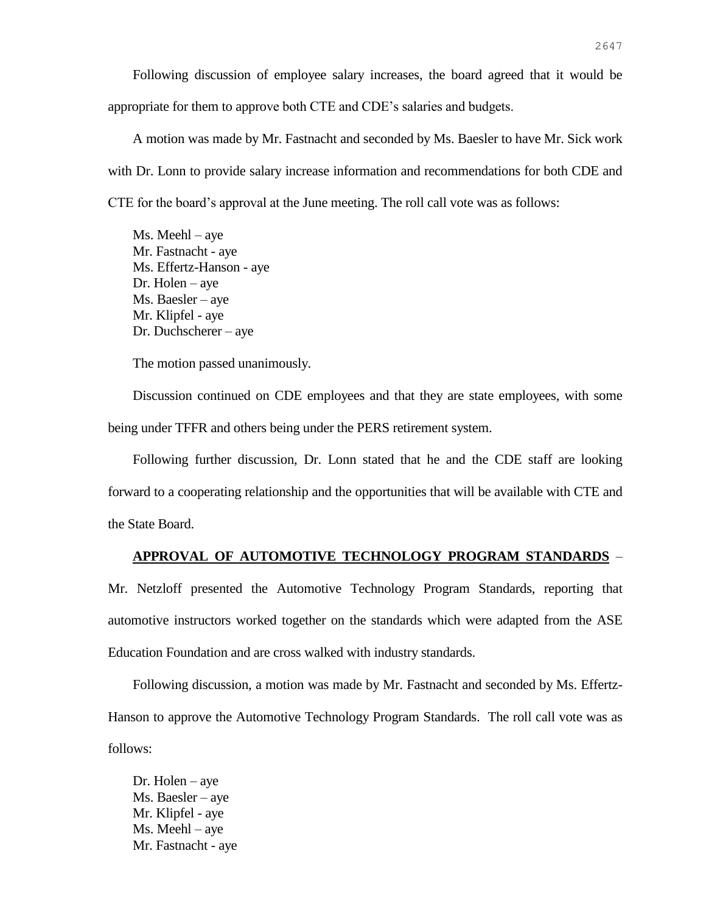Following discussion of employee salary increases, the board agreed that it would be appropriate for them to approve both CTE and CDE's salaries and budgets.

A motion was made by Mr. Fastnacht and seconded by Ms. Baesler to have Mr. Sick work with Dr. Lonn to provide salary increase information and recommendations for both CDE and CTE for the board's approval at the June meeting. The roll call vote was as follows:

Ms. Meehl – aye
Mr. Fastnacht - aye
Ms. Effertz-Hanson - aye
Dr. Holen – aye
Ms. Baesler – aye
Mr. Klipfel - aye
Dr. Duchscherer – aye

The motion passed unanimously.

Discussion continued on CDE employees and that they are state employees, with some being under TFFR and others being under the PERS retirement system.

Following further discussion, Dr. Lonn stated that he and the CDE staff are looking forward to a cooperating relationship and the opportunities that will be available with CTE and the State Board.

**APPROVAL OF AUTOMOTIVE TECHNOLOGY PROGRAM STANDARDS** – Mr. Netzloff presented the Automotive Technology Program Standards, reporting that automotive instructors worked together on the standards which were adapted from the ASE Education Foundation and are cross walked with industry standards.

Following discussion, a motion was made by Mr. Fastnacht and seconded by Ms. Effertz-Hanson to approve the Automotive Technology Program Standards. The roll call vote was as follows:

Dr. Holen – aye
Ms. Baesler – aye
Mr. Klipfel - aye
Ms. Meehl – aye
Mr. Fastnacht - aye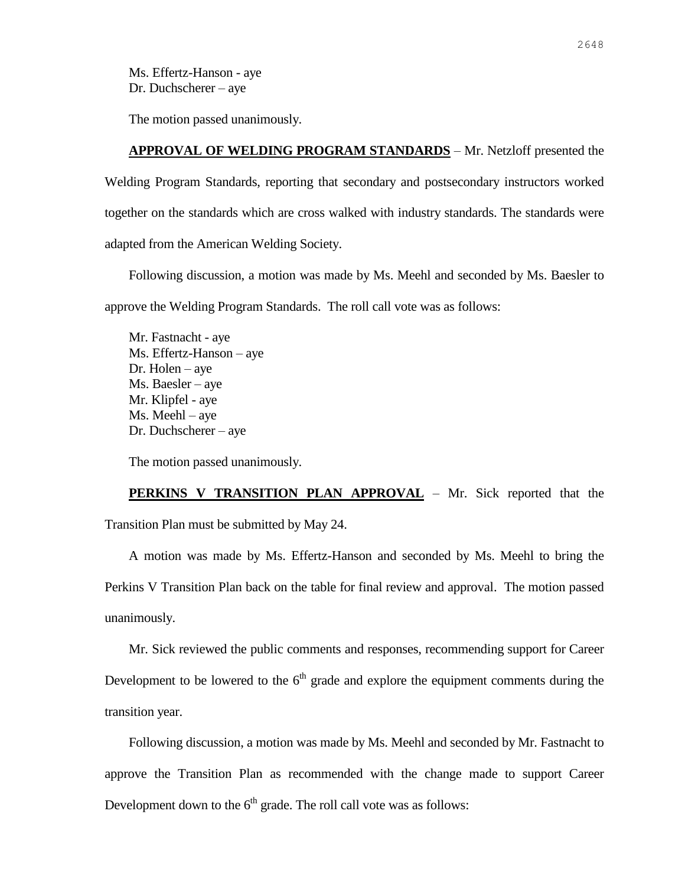Ms. Effertz-Hanson - aye
Dr. Duchscherer – aye

The motion passed unanimously.

**APPROVAL OF WELDING PROGRAM STANDARDS** – Mr. Netzloff presented the Welding Program Standards, reporting that secondary and postsecondary instructors worked together on the standards which are cross walked with industry standards. The standards were adapted from the American Welding Society.

Following discussion, a motion was made by Ms. Meehl and seconded by Ms. Baesler to approve the Welding Program Standards. The roll call vote was as follows:

Mr. Fastnacht - aye
Ms. Effertz-Hanson – aye
Dr. Holen – aye
Ms. Baesler – aye
Mr. Klipfel - aye
Ms. Meehl – aye
Dr. Duchscherer – aye

The motion passed unanimously.

**PERKINS V TRANSITION PLAN APPROVAL** – Mr. Sick reported that the Transition Plan must be submitted by May 24.

A motion was made by Ms. Effertz-Hanson and seconded by Ms. Meehl to bring the Perkins V Transition Plan back on the table for final review and approval. The motion passed unanimously.

Mr. Sick reviewed the public comments and responses, recommending support for Career Development to be lowered to the 6th grade and explore the equipment comments during the transition year.

Following discussion, a motion was made by Ms. Meehl and seconded by Mr. Fastnacht to approve the Transition Plan as recommended with the change made to support Career Development down to the 6th grade. The roll call vote was as follows: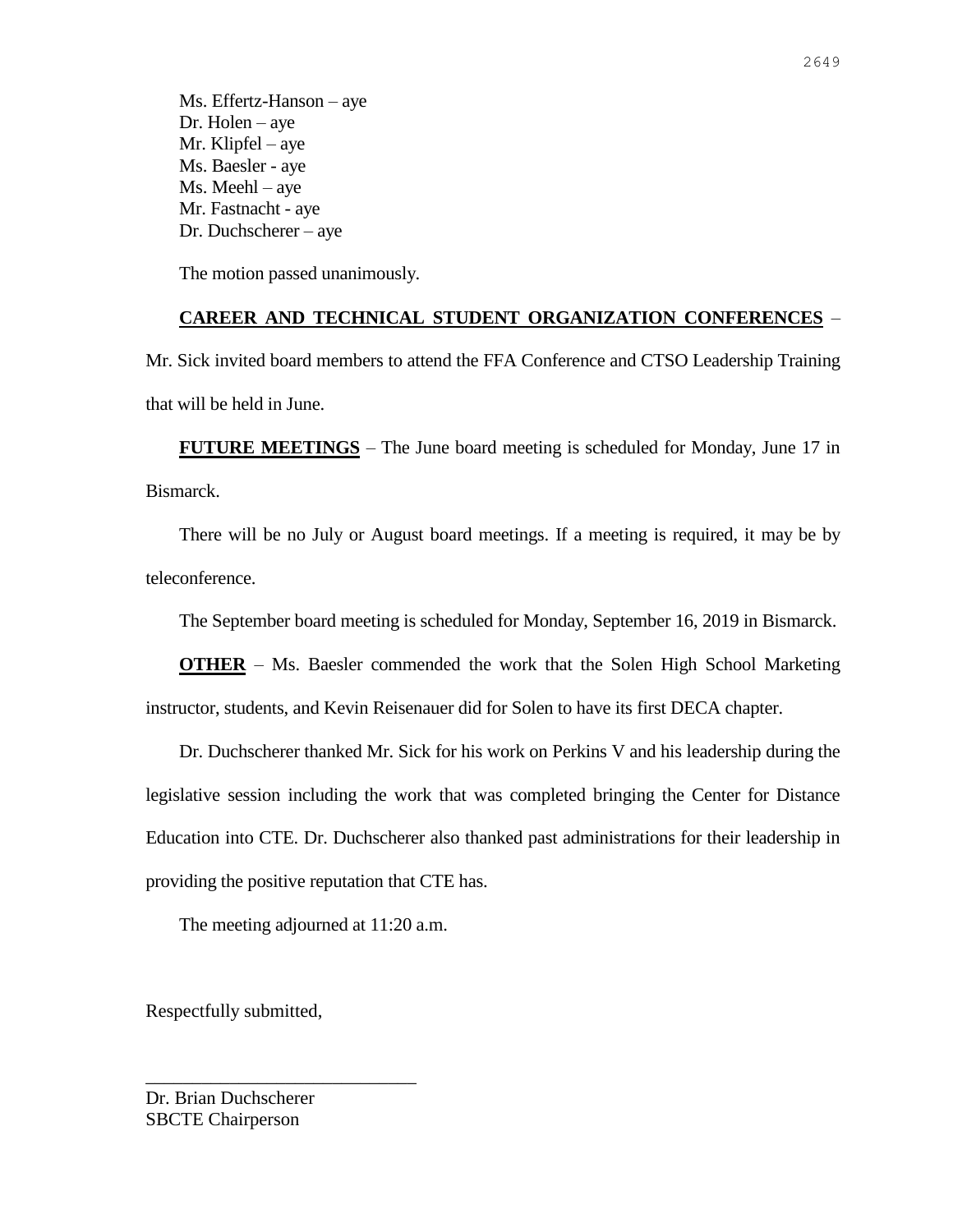Ms. Effertz-Hanson – aye
Dr. Holen – aye
Mr. Klipfel – aye
Ms. Baesler - aye
Ms. Meehl – aye
Mr. Fastnacht - aye
Dr. Duchscherer – aye

The motion passed unanimously.

**CAREER AND TECHNICAL STUDENT ORGANIZATION CONFERENCES** – Mr. Sick invited board members to attend the FFA Conference and CTSO Leadership Training that will be held in June.

**FUTURE MEETINGS** – The June board meeting is scheduled for Monday, June 17 in Bismarck.

There will be no July or August board meetings. If a meeting is required, it may be by teleconference.

The September board meeting is scheduled for Monday, September 16, 2019 in Bismarck.

**OTHER** – Ms. Baesler commended the work that the Solen High School Marketing instructor, students, and Kevin Reisenauer did for Solen to have its first DECA chapter.

Dr. Duchscherer thanked Mr. Sick for his work on Perkins V and his leadership during the legislative session including the work that was completed bringing the Center for Distance Education into CTE. Dr. Duchscherer also thanked past administrations for their leadership in providing the positive reputation that CTE has.

The meeting adjourned at 11:20 a.m.

Respectfully submitted,

_____________________________
Dr. Brian Duchscherer
SBCTE Chairperson